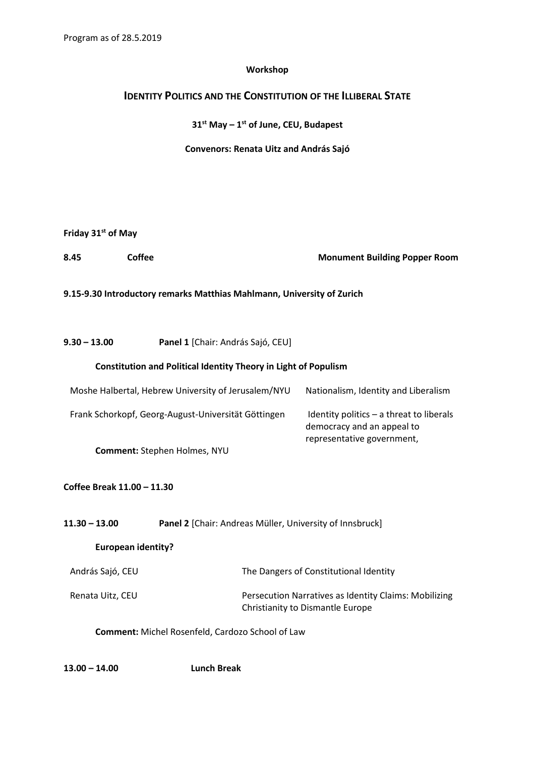Program as of 28.5.2019

**Workshop**

# IDENTITY POLITICS AND THE CONSTITUTION OF THE ILLIBERAL STATE

**31st May – 1st of June, CEU, Budapest**

**Convenors: Renata Uitz and András Sajó**

**Friday 31st of May**

**8.45** **Coffee** **Monument Building Popper Room**

**9.15-9.30 Introductory remarks Matthias Mahlmann, University of Zurich**

**9.30 – 13.00** **Panel 1** [Chair: András Sajó, CEU]

**Constitution and Political Identity Theory in Light of Populism**

| | |
|---|---|
| Moshe Halbertal, Hebrew University of Jerusalem/NYU | Nationalism, Identity and Liberalism |
| Frank Schorkopf, Georg-August-Universität Göttingen | Identity politics – a threat to liberals democracy and an appeal to representative government, |

**Comment:** Stephen Holmes, NYU

**Coffee Break 11.00 – 11.30**

**11.30 – 13.00** **Panel 2** [Chair: Andreas Müller, University of Innsbruck]

**European identity?**

| | |
|---|---|
| András Sajó, CEU | The Dangers of Constitutional Identity |
| Renata Uitz, CEU | Persecution Narratives as Identity Claims: Mobilizing Christianity to Dismantle Europe |

**Comment:** Michel Rosenfeld, Cardozo School of Law

**13.00 – 14.00** **Lunch Break**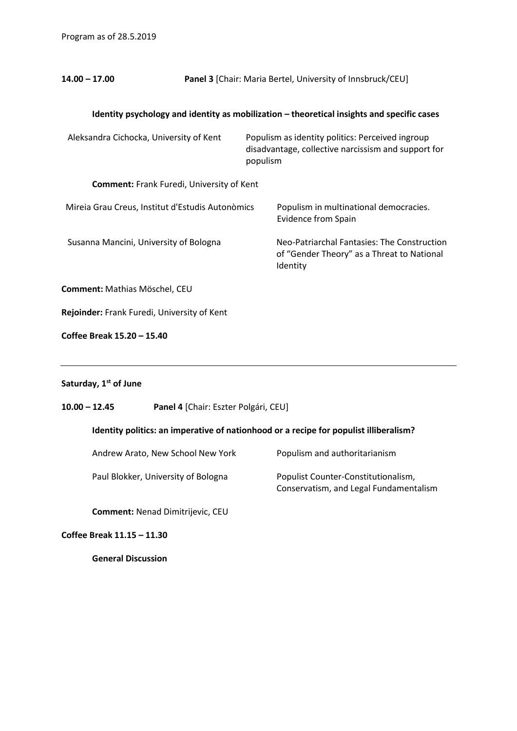**14.00 – 17.00** **Panel 3** [Chair: Maria Bertel, University of Innsbruck/CEU]

**Identity psychology and identity as mobilization – theoretical insights and specific cases**

| | |
|---|---|
| Aleksandra Cichocka, University of Kent | Populism as identity politics: Perceived ingroup disadvantage, collective narcissism and support for populism |

**Comment:** Frank Furedi, University of Kent

| | |
|---|---|
| Mireia Grau Creus, Institut d'Estudis Autonòmics | Populism in multinational democracies. Evidence from Spain |
| Susanna Mancini, University of Bologna | Neo-Patriarchal Fantasies: The Construction of "Gender Theory" as a Threat to National Identity |

**Comment:** Mathias Möschel, CEU

**Rejoinder:** Frank Furedi, University of Kent

**Coffee Break 15.20 – 15.40**

---

**Saturday, 1st of June**

**10.00 – 12.45** **Panel 4** [Chair: Eszter Polgári, CEU]

**Identity politics: an imperative of nationhood or a recipe for populist illiberalism?**

| | |
|---|---|
| Andrew Arato, New School New York | Populism and authoritarianism |
| Paul Blokker, University of Bologna | Populist Counter-Constitutionalism, Conservatism, and Legal Fundamentalism |

**Comment:** Nenad Dimitrijevic, CEU

**Coffee Break 11.15 – 11.30**

**General Discussion**